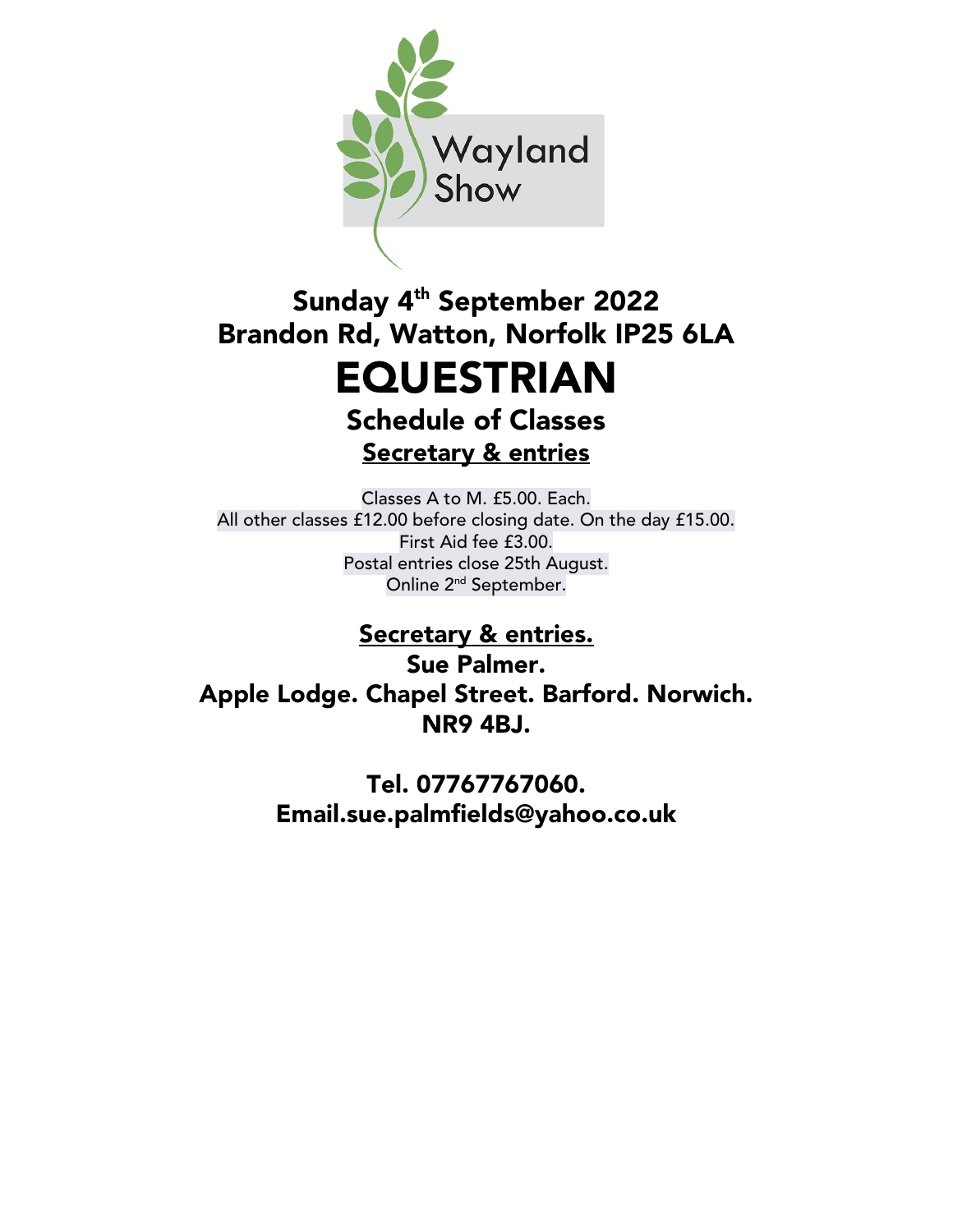Wayland Show

## Sunday 4th September 2022
## Brandon Rd, Watton, Norfolk IP25 6LA

# EQUESTRIAN

## Schedule of Classes

## Secretary & entries

Classes A to M. £5.00. Each.
All other classes £12.00 before closing date. On the day £15.00.
First Aid fee £3.00.
Postal entries close 25th August.
Online 2nd September.

## Secretary & entries.

**Sue Palmer.**
**Apple Lodge. Chapel Street. Barford. Norwich.**
**NR9 4BJ.**

**Tel. 07767767060.**
**Email.sue.palmfields@yahoo.co.uk**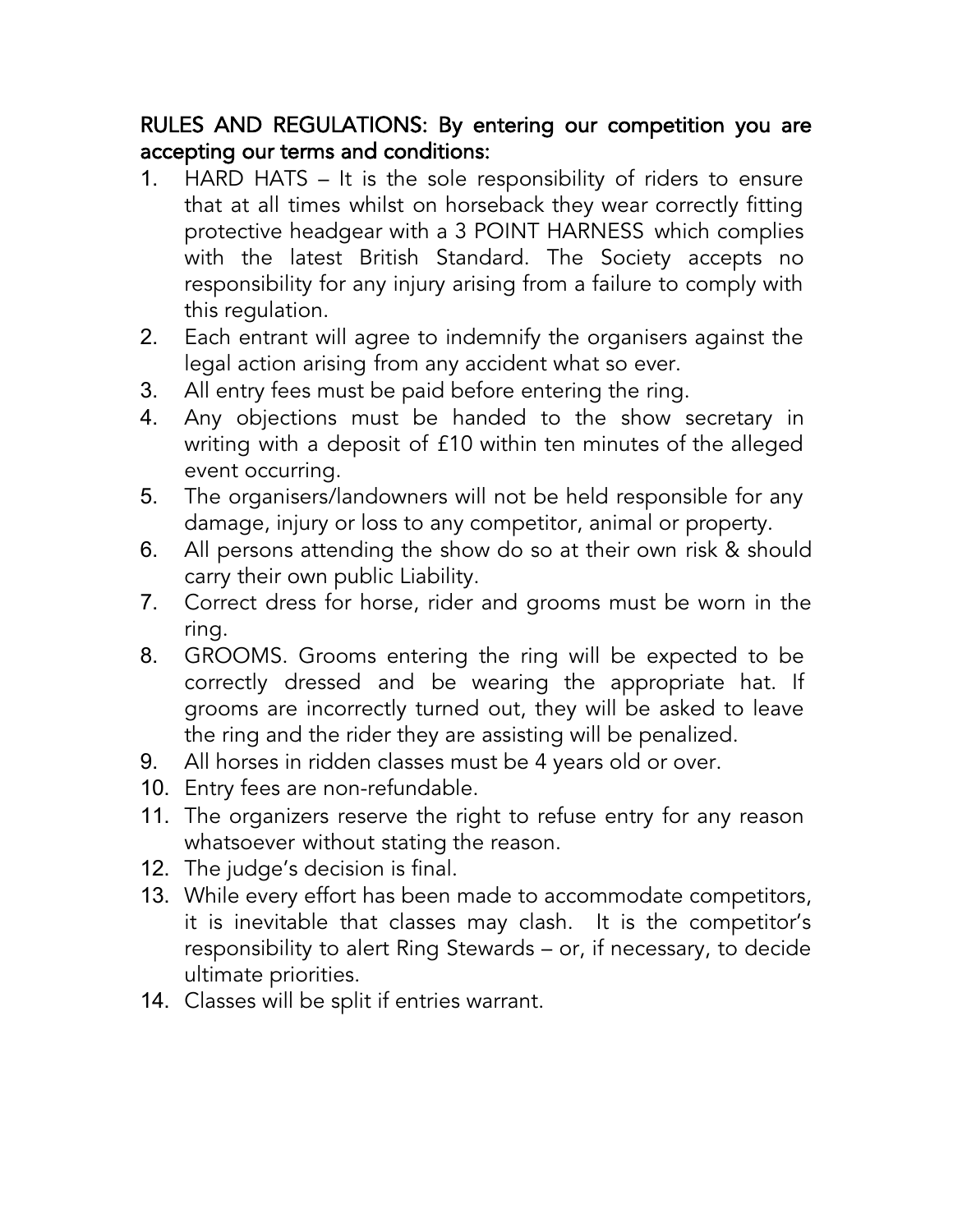**RULES AND REGULATIONS: By entering our competition you are accepting our terms and conditions:**

1. HARD HATS – It is the sole responsibility of riders to ensure that at all times whilst on horseback they wear correctly fitting protective headgear with a 3 POINT HARNESS which complies with the latest British Standard. The Society accepts no responsibility for any injury arising from a failure to comply with this regulation.
2. Each entrant will agree to indemnify the organisers against the legal action arising from any accident what so ever.
3. All entry fees must be paid before entering the ring.
4. Any objections must be handed to the show secretary in writing with a deposit of £10 within ten minutes of the alleged event occurring.
5. The organisers/landowners will not be held responsible for any damage, injury or loss to any competitor, animal or property.
6. All persons attending the show do so at their own risk & should carry their own public Liability.
7. Correct dress for horse, rider and grooms must be worn in the ring.
8. GROOMS. Grooms entering the ring will be expected to be correctly dressed and be wearing the appropriate hat. If grooms are incorrectly turned out, they will be asked to leave the ring and the rider they are assisting will be penalized.
9. All horses in ridden classes must be 4 years old or over.
10. Entry fees are non-refundable.
11. The organizers reserve the right to refuse entry for any reason whatsoever without stating the reason.
12. The judge's decision is final.
13. While every effort has been made to accommodate competitors, it is inevitable that classes may clash. It is the competitor's responsibility to alert Ring Stewards – or, if necessary, to decide ultimate priorities.
14. Classes will be split if entries warrant.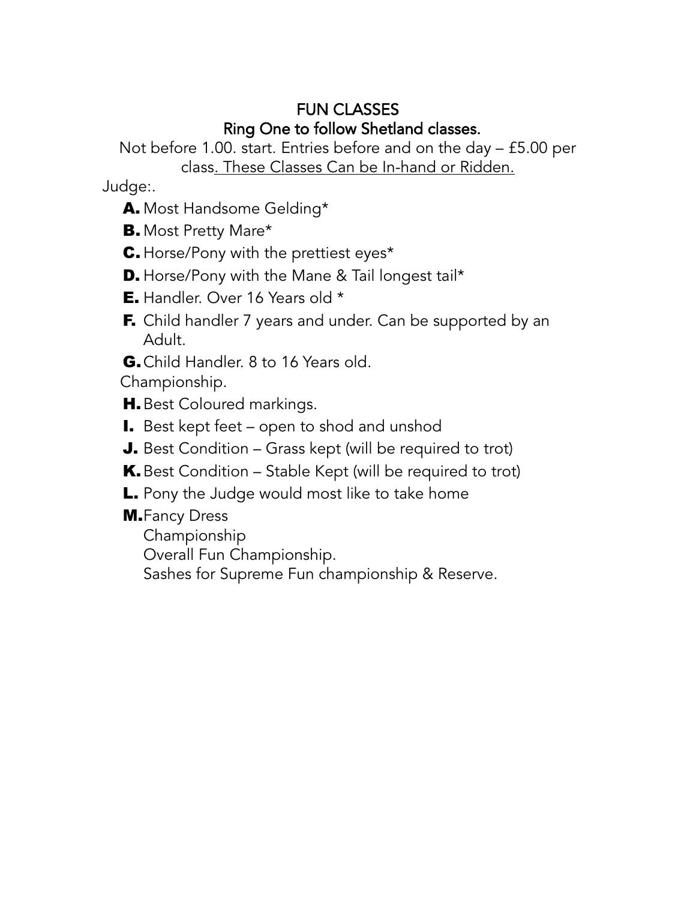## FUN CLASSES

### Ring One to follow Shetland classes.

Not before 1.00. start. Entries before and on the day – £5.00 per class. These Classes Can be In-hand or Ridden.

Judge:.

- **A.** Most Handsome Gelding*
- **B.** Most Pretty Mare*
- **C.** Horse/Pony with the prettiest eyes*
- **D.** Horse/Pony with the Mane & Tail longest tail*
- **E.** Handler. Over 16 Years old *
- **F.** Child handler 7 years and under. Can be supported by an Adult.
- **G.** Child Handler. 8 to 16 Years old.

Championship.

- **H.** Best Coloured markings.
- **I.** Best kept feet – open to shod and unshod
- **J.** Best Condition – Grass kept (will be required to trot)
- **K.** Best Condition – Stable Kept (will be required to trot)
- **L.** Pony the Judge would most like to take home
- **M.** Fancy Dress

Championship

Overall Fun Championship.

Sashes for Supreme Fun championship & Reserve.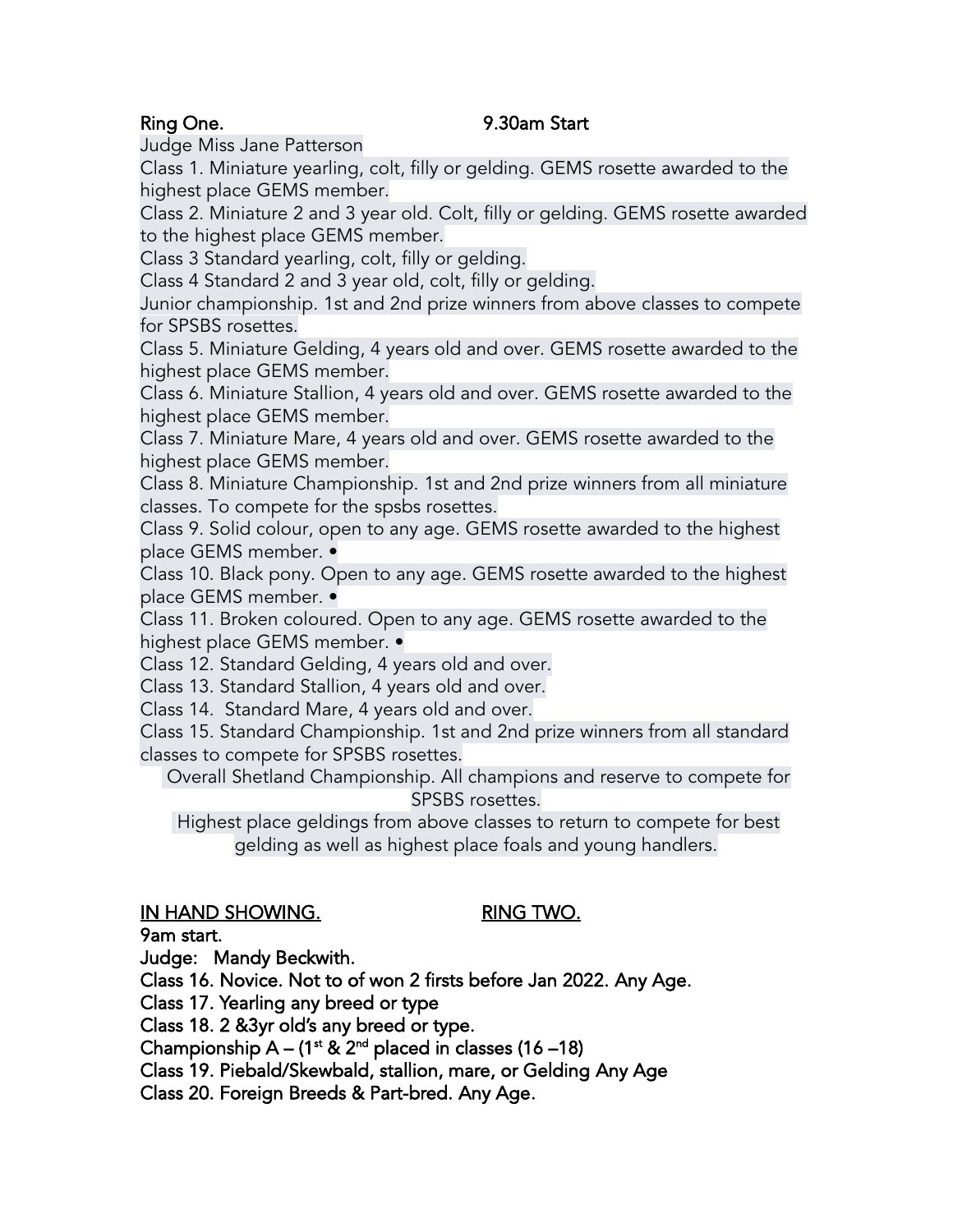**Ring One. 9.30am Start**

Judge Miss Jane Patterson

Class 1. Miniature yearling, colt, filly or gelding. GEMS rosette awarded to the highest place GEMS member.

Class 2. Miniature 2 and 3 year old. Colt, filly or gelding. GEMS rosette awarded to the highest place GEMS member.

Class 3 Standard yearling, colt, filly or gelding.

Class 4 Standard 2 and 3 year old, colt, filly or gelding.

Junior championship. 1st and 2nd prize winners from above classes to compete for SPSBS rosettes.

Class 5. Miniature Gelding, 4 years old and over. GEMS rosette awarded to the highest place GEMS member.

Class 6. Miniature Stallion, 4 years old and over. GEMS rosette awarded to the highest place GEMS member.

Class 7. Miniature Mare, 4 years old and over. GEMS rosette awarded to the highest place GEMS member.

Class 8. Miniature Championship. 1st and 2nd prize winners from all miniature classes. To compete for the spsbs rosettes.

Class 9. Solid colour, open to any age. GEMS rosette awarded to the highest place GEMS member. •

Class 10. Black pony. Open to any age. GEMS rosette awarded to the highest place GEMS member. •

Class 11. Broken coloured. Open to any age. GEMS rosette awarded to the highest place GEMS member. •

Class 12. Standard Gelding, 4 years old and over.

Class 13. Standard Stallion, 4 years old and over.

Class 14. Standard Mare, 4 years old and over.

Class 15. Standard Championship. 1st and 2nd prize winners from all standard classes to compete for SPSBS rosettes.

Overall Shetland Championship. All champions and reserve to compete for SPSBS rosettes.

Highest place geldings from above classes to return to compete for best gelding as well as highest place foals and young handlers.

**<u>IN HAND SHOWING.</u> <u>RING TWO.</u>**

**9am start.**

**Judge: Mandy Beckwith.**

**Class 16. Novice. Not to of won 2 firsts before Jan 2022. Any Age.**

**Class 17. Yearling any breed or type**

**Class 18. 2 &3yr old's any breed or type.**

**Championship A – (1st & 2nd placed in classes (16 –18)**

**Class 19. Piebald/Skewbald, stallion, mare, or Gelding Any Age**

**Class 20. Foreign Breeds & Part-bred. Any Age.**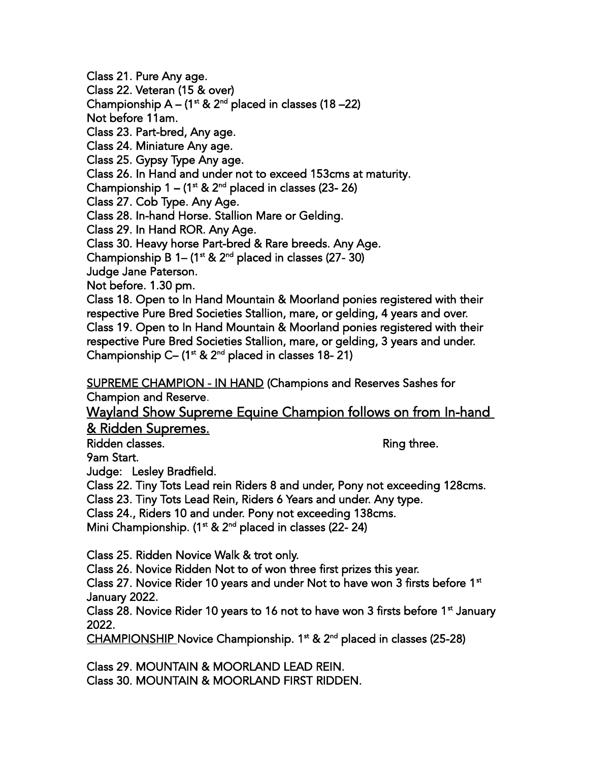Class 21. Pure Any age.
Class 22. Veteran (15 & over)
Championship A – (1st & 2nd placed in classes (18 –22)
Not before 11am.
Class 23. Part-bred, Any age.
Class 24. Miniature Any age.
Class 25. Gypsy Type Any age.
Class 26. In Hand and under not to exceed 153cms at maturity.
Championship 1 – (1st & 2nd placed in classes (23- 26)
Class 27. Cob Type. Any Age.
Class 28. In-hand Horse. Stallion Mare or Gelding.
Class 29. In Hand ROR. Any Age.
Class 30. Heavy horse Part-bred & Rare breeds. Any Age.
Championship B 1– (1st & 2nd placed in classes (27- 30)
Judge Jane Paterson.
Not before. 1.30 pm.
Class 18. Open to In Hand Mountain & Moorland ponies registered with their respective Pure Bred Societies Stallion, mare, or gelding, 4 years and over.
Class 19. Open to In Hand Mountain & Moorland ponies registered with their respective Pure Bred Societies Stallion, mare, or gelding, 3 years and under.
Championship C– (1st & 2nd placed in classes 18- 21)

<u>SUPREME CHAMPION - IN HAND</u> (Champions and Reserves Sashes for Champion and Reserve.

## <u>Wayland Show Supreme Equine Champion follows on from In-hand & Ridden Supremes.</u>

Ridden classes. Ring three.
9am Start.
Judge: Lesley Bradfield.
Class 22. Tiny Tots Lead rein Riders 8 and under, Pony not exceeding 128cms.
Class 23. Tiny Tots Lead Rein, Riders 6 Years and under. Any type.
Class 24., Riders 10 and under. Pony not exceeding 138cms.
Mini Championship. (1st & 2nd placed in classes (22- 24)

Class 25. Ridden Novice Walk & trot only.
Class 26. Novice Ridden Not to of won three first prizes this year.
Class 27. Novice Rider 10 years and under Not to have won 3 firsts before 1st January 2022.
Class 28. Novice Rider 10 years to 16 not to have won 3 firsts before 1st January 2022.
<u>CHAMPIONSHIP</u> Novice Championship. 1st & 2nd placed in classes (25-28)

Class 29. MOUNTAIN & MOORLAND LEAD REIN.
Class 30. MOUNTAIN & MOORLAND FIRST RIDDEN.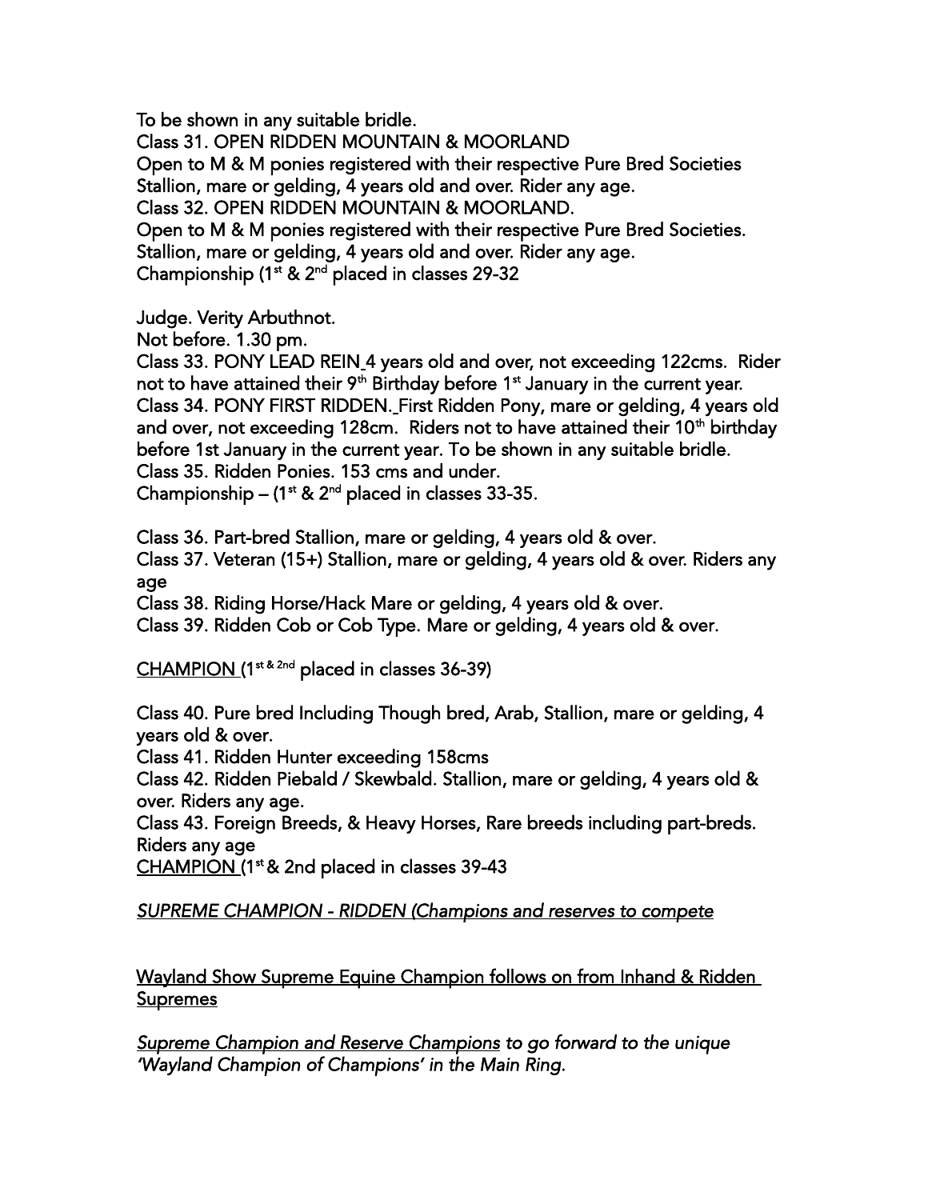To be shown in any suitable bridle.
Class 31. OPEN RIDDEN MOUNTAIN & MOORLAND
Open to M & M ponies registered with their respective Pure Bred Societies
Stallion, mare or gelding, 4 years old and over. Rider any age.
Class 32. OPEN RIDDEN MOUNTAIN & MOORLAND.
Open to M & M ponies registered with their respective Pure Bred Societies.
Stallion, mare or gelding, 4 years old and over. Rider any age.
Championship (1st & 2nd placed in classes 29-32

Judge. Verity Arbuthnot.
Not before. 1.30 pm.
Class 33. PONY LEAD REIN 4 years old and over, not exceeding 122cms. Rider not to have attained their 9th Birthday before 1st January in the current year.
Class 34. PONY FIRST RIDDEN. First Ridden Pony, mare or gelding, 4 years old and over, not exceeding 128cm. Riders not to have attained their 10th birthday before 1st January in the current year. To be shown in any suitable bridle.
Class 35. Ridden Ponies. 153 cms and under.
Championship – (1st & 2nd placed in classes 33-35.

Class 36. Part-bred Stallion, mare or gelding, 4 years old & over.
Class 37. Veteran (15+) Stallion, mare or gelding, 4 years old & over. Riders any age
Class 38. Riding Horse/Hack Mare or gelding, 4 years old & over.
Class 39. Ridden Cob or Cob Type. Mare or gelding, 4 years old & over.

CHAMPION (1st & 2nd placed in classes 36-39)

Class 40. Pure bred Including Though bred, Arab, Stallion, mare or gelding, 4 years old & over.
Class 41. Ridden Hunter exceeding 158cms
Class 42. Ridden Piebald / Skewbald. Stallion, mare or gelding, 4 years old & over. Riders any age.
Class 43. Foreign Breeds, & Heavy Horses, Rare breeds including part-breds. Riders any age
CHAMPION (1st & 2nd placed in classes 39-43

*SUPREME CHAMPION - RIDDEN (Champions and reserves to compete*

Wayland Show Supreme Equine Champion follows on from Inhand & Ridden Supremes

*Supreme Champion and Reserve Champions to go forward to the unique 'Wayland Champion of Champions' in the Main Ring.*